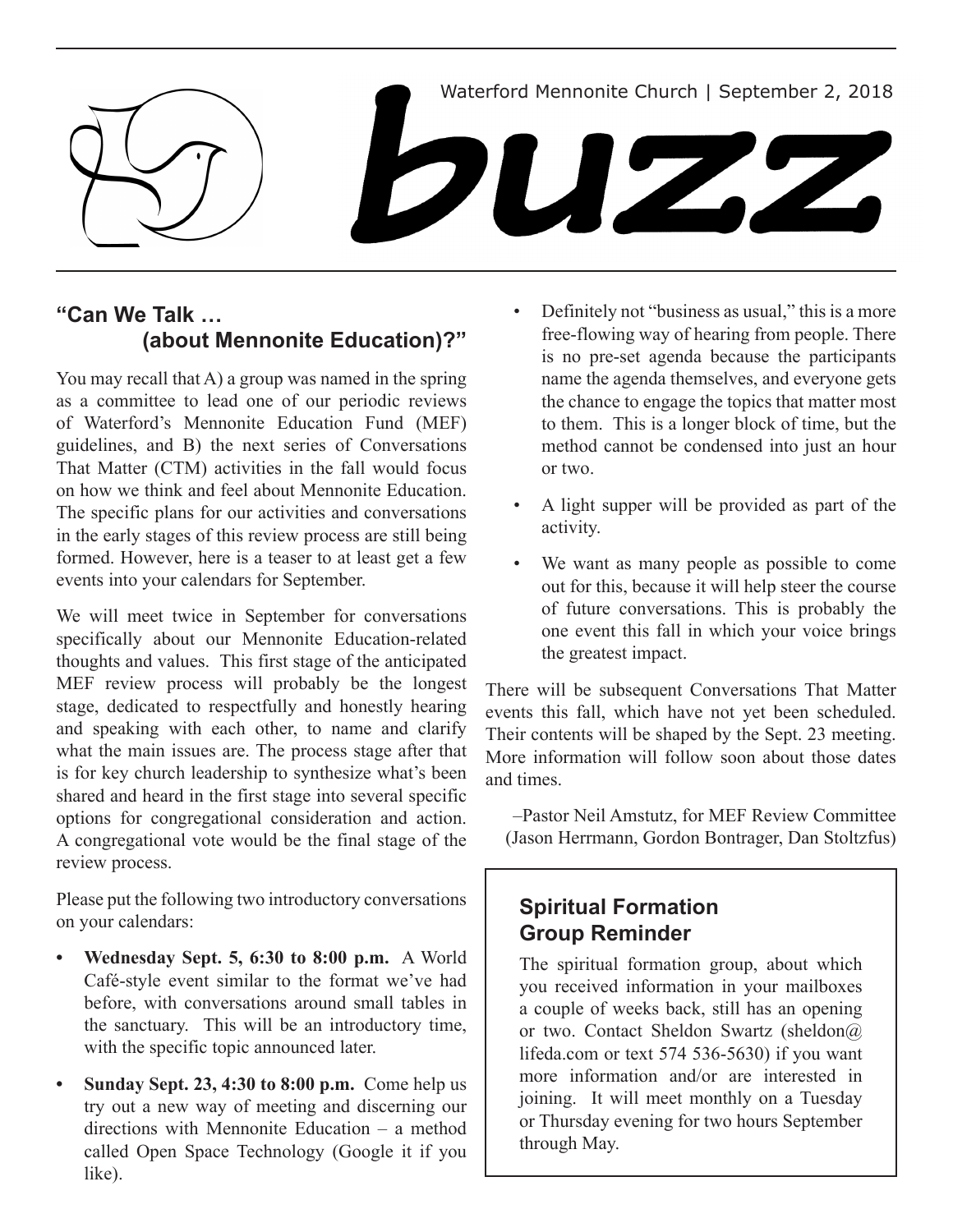Waterford Mennonite Church | September 2, 2018

# buzz

## "Can We Talk … (about Mennonite Education)?"

You may recall that A) a group was named in the spring as a committee to lead one of our periodic reviews of Waterford's Mennonite Education Fund (MEF) guidelines, and B) the next series of Conversations That Matter (CTM) activities in the fall would focus on how we think and feel about Mennonite Education. The specific plans for our activities and conversations in the early stages of this review process are still being formed. However, here is a teaser to at least get a few events into your calendars for September.

We will meet twice in September for conversations specifically about our Mennonite Education-related thoughts and values. This first stage of the anticipated MEF review process will probably be the longest stage, dedicated to respectfully and honestly hearing and speaking with each other, to name and clarify what the main issues are. The process stage after that is for key church leadership to synthesize what's been shared and heard in the first stage into several specific options for congregational consideration and action. A congregational vote would be the final stage of the review process.

Please put the following two introductory conversations on your calendars:

- **Wednesday Sept. 5, 6:30 to 8:00 p.m.** A World Café-style event similar to the format we've had before, with conversations around small tables in the sanctuary. This will be an introductory time, with the specific topic announced later.
- **Sunday Sept. 23, 4:30 to 8:00 p.m.** Come help us try out a new way of meeting and discerning our directions with Mennonite Education – a method called Open Space Technology (Google it if you like).
  - Definitely not "business as usual," this is a more free-flowing way of hearing from people. There is no pre-set agenda because the participants name the agenda themselves, and everyone gets the chance to engage the topics that matter most to them. This is a longer block of time, but the method cannot be condensed into just an hour or two.
  - A light supper will be provided as part of the activity.
  - We want as many people as possible to come out for this, because it will help steer the course of future conversations. This is probably the one event this fall in which your voice brings the greatest impact.

There will be subsequent Conversations That Matter events this fall, which have not yet been scheduled. Their contents will be shaped by the Sept. 23 meeting. More information will follow soon about those dates and times.

–Pastor Neil Amstutz, for MEF Review Committee (Jason Herrmann, Gordon Bontrager, Dan Stoltzfus)

## Spiritual Formation Group Reminder

The spiritual formation group, about which you received information in your mailboxes a couple of weeks back, still has an opening or two. Contact Sheldon Swartz (sheldon@lifeda.com or text 574 536-5630) if you want more information and/or are interested in joining. It will meet monthly on a Tuesday or Thursday evening for two hours September through May.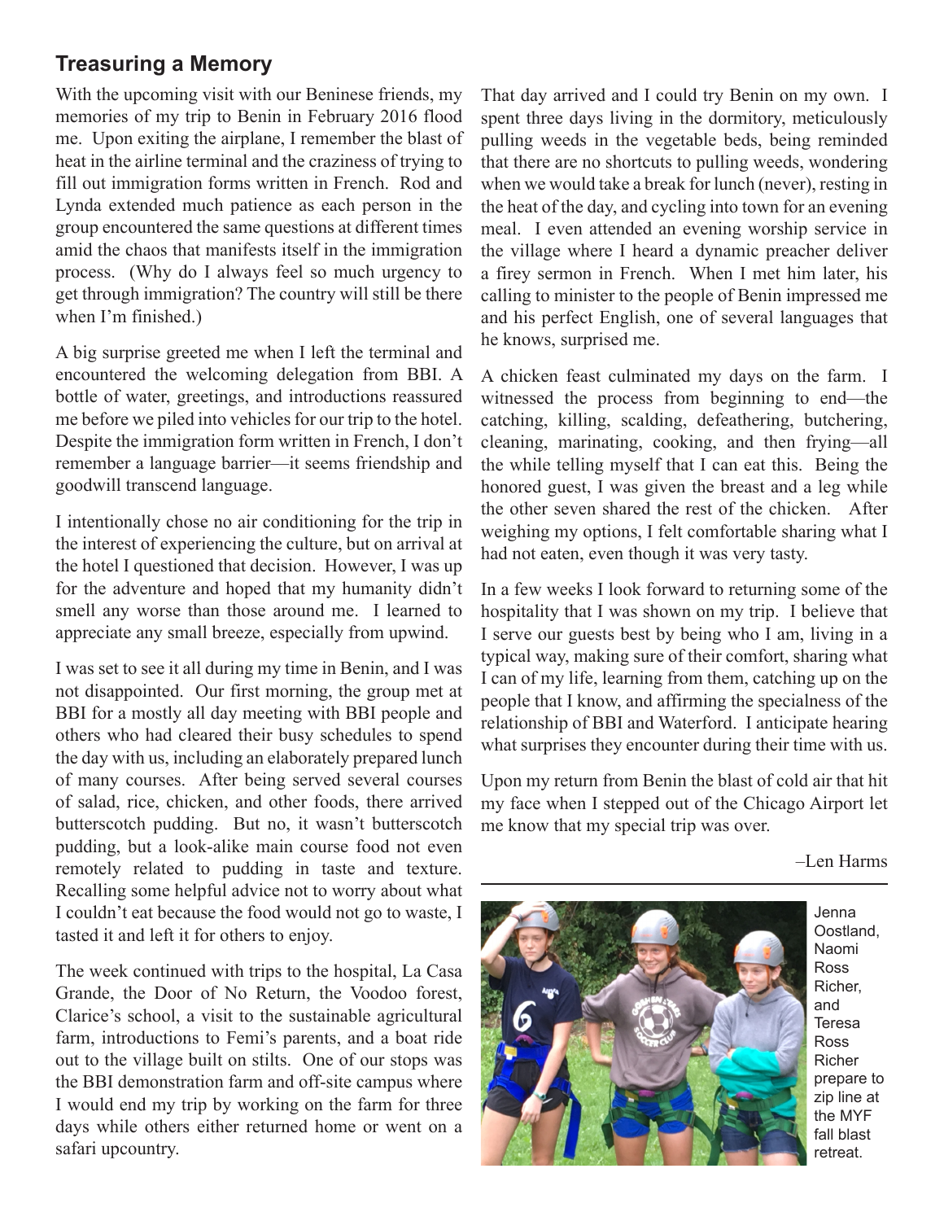## Treasuring a Memory

With the upcoming visit with our Beninese friends, my memories of my trip to Benin in February 2016 flood me. Upon exiting the airplane, I remember the blast of heat in the airline terminal and the craziness of trying to fill out immigration forms written in French. Rod and Lynda extended much patience as each person in the group encountered the same questions at different times amid the chaos that manifests itself in the immigration process. (Why do I always feel so much urgency to get through immigration? The country will still be there when I'm finished.)

A big surprise greeted me when I left the terminal and encountered the welcoming delegation from BBI. A bottle of water, greetings, and introductions reassured me before we piled into vehicles for our trip to the hotel. Despite the immigration form written in French, I don't remember a language barrier—it seems friendship and goodwill transcend language.

I intentionally chose no air conditioning for the trip in the interest of experiencing the culture, but on arrival at the hotel I questioned that decision. However, I was up for the adventure and hoped that my humanity didn't smell any worse than those around me. I learned to appreciate any small breeze, especially from upwind.

I was set to see it all during my time in Benin, and I was not disappointed. Our first morning, the group met at BBI for a mostly all day meeting with BBI people and others who had cleared their busy schedules to spend the day with us, including an elaborately prepared lunch of many courses. After being served several courses of salad, rice, chicken, and other foods, there arrived butterscotch pudding. But no, it wasn't butterscotch pudding, but a look-alike main course food not even remotely related to pudding in taste and texture. Recalling some helpful advice not to worry about what I couldn't eat because the food would not go to waste, I tasted it and left it for others to enjoy.

The week continued with trips to the hospital, La Casa Grande, the Door of No Return, the Voodoo forest, Clarice's school, a visit to the sustainable agricultural farm, introductions to Femi's parents, and a boat ride out to the village built on stilts. One of our stops was the BBI demonstration farm and off-site campus where I would end my trip by working on the farm for three days while others either returned home or went on a safari upcountry.

That day arrived and I could try Benin on my own. I spent three days living in the dormitory, meticulously pulling weeds in the vegetable beds, being reminded that there are no shortcuts to pulling weeds, wondering when we would take a break for lunch (never), resting in the heat of the day, and cycling into town for an evening meal. I even attended an evening worship service in the village where I heard a dynamic preacher deliver a firey sermon in French. When I met him later, his calling to minister to the people of Benin impressed me and his perfect English, one of several languages that he knows, surprised me.

A chicken feast culminated my days on the farm. I witnessed the process from beginning to end—the catching, killing, scalding, defeathering, butchering, cleaning, marinating, cooking, and then frying—all the while telling myself that I can eat this. Being the honored guest, I was given the breast and a leg while the other seven shared the rest of the chicken. After weighing my options, I felt comfortable sharing what I had not eaten, even though it was very tasty.

In a few weeks I look forward to returning some of the hospitality that I was shown on my trip. I believe that I serve our guests best by being who I am, living in a typical way, making sure of their comfort, sharing what I can of my life, learning from them, catching up on the people that I know, and affirming the specialness of the relationship of BBI and Waterford. I anticipate hearing what surprises they encounter during their time with us.

Upon my return from Benin the blast of cold air that hit my face when I stepped out of the Chicago Airport let me know that my special trip was over.

–Len Harms

---

Jenna Oostland, Naomi Ross Richer, and Teresa Ross Richer prepare to zip line at the MYF fall blast retreat.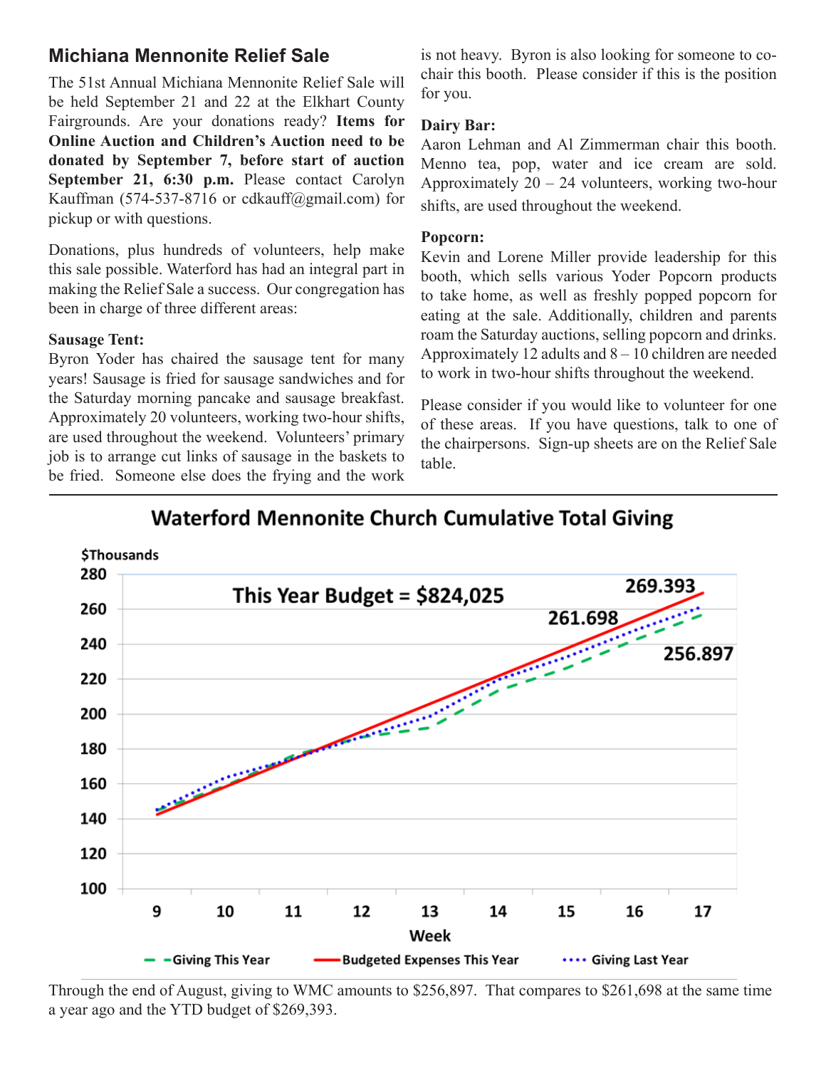## Michiana Mennonite Relief Sale

The 51st Annual Michiana Mennonite Relief Sale will be held September 21 and 22 at the Elkhart County Fairgrounds. Are your donations ready? **Items for Online Auction and Children's Auction need to be donated by September 7, before start of auction September 21, 6:30 p.m.** Please contact Carolyn Kauffman (574-537-8716 or cdkauff@gmail.com) for pickup or with questions.

Donations, plus hundreds of volunteers, help make this sale possible. Waterford has had an integral part in making the Relief Sale a success. Our congregation has been in charge of three different areas:

**Sausage Tent:**
Byron Yoder has chaired the sausage tent for many years! Sausage is fried for sausage sandwiches and for the Saturday morning pancake and sausage breakfast. Approximately 20 volunteers, working two-hour shifts, are used throughout the weekend. Volunteers' primary job is to arrange cut links of sausage in the baskets to be fried. Someone else does the frying and the work is not heavy. Byron is also looking for someone to co-chair this booth. Please consider if this is the position for you.

**Dairy Bar:**
Aaron Lehman and Al Zimmerman chair this booth. Menno tea, pop, water and ice cream are sold. Approximately 20 – 24 volunteers, working two-hour shifts, are used throughout the weekend.

**Popcorn:**
Kevin and Lorene Miller provide leadership for this booth, which sells various Yoder Popcorn products to take home, as well as freshly popped popcorn for eating at the sale. Additionally, children and parents roam the Saturday auctions, selling popcorn and drinks. Approximately 12 adults and 8 – 10 children are needed to work in two-hour shifts throughout the weekend.

Please consider if you would like to volunteer for one of these areas. If you have questions, talk to one of the chairpersons. Sign-up sheets are on the Relief Sale table.

---

**Waterford Mennonite Church Cumulative Total Giving**

$Thousands

This Year Budget = $824,025

Values shown at week 17: 269.393 (Budgeted Expenses This Year), 261.698 (Giving Last Year), 256.897 (Giving This Year)

Week: 9 – 17

Legend: Giving This Year; Budgeted Expenses This Year; Giving Last Year

Through the end of August, giving to WMC amounts to $256,897. That compares to $261,698 at the same time a year ago and the YTD budget of $269,393.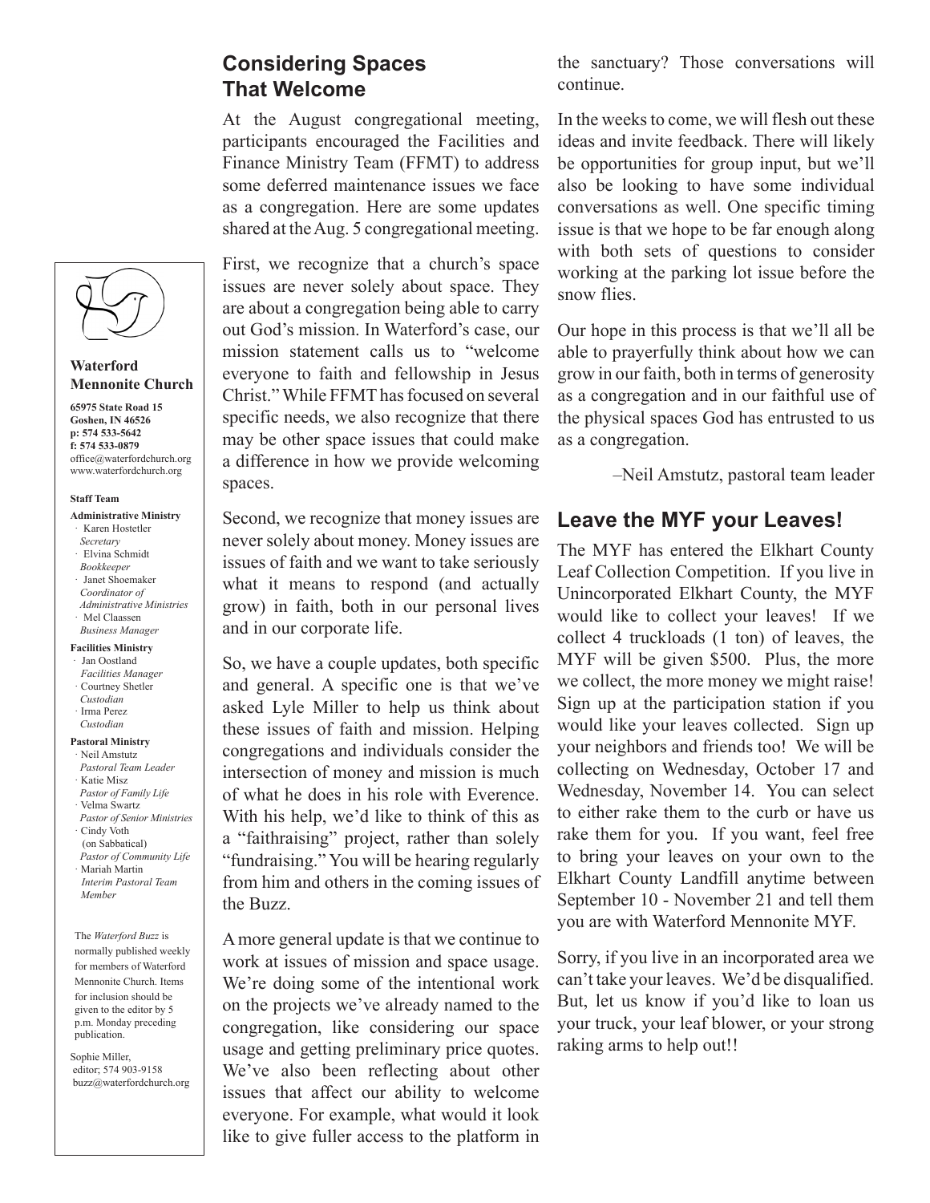## Considering Spaces That Welcome

At the August congregational meeting, participants encouraged the Facilities and Finance Ministry Team (FFMT) to address some deferred maintenance issues we face as a congregation. Here are some updates shared at the Aug. 5 congregational meeting.

First, we recognize that a church's space issues are never solely about space. They are about a congregation being able to carry out God's mission. In Waterford's case, our mission statement calls us to "welcome everyone to faith and fellowship in Jesus Christ." While FFMT has focused on several specific needs, we also recognize that there may be other space issues that could make a difference in how we provide welcoming spaces.

Second, we recognize that money issues are never solely about money. Money issues are issues of faith and we want to take seriously what it means to respond (and actually grow) in faith, both in our personal lives and in our corporate life.

So, we have a couple updates, both specific and general. A specific one is that we've asked Lyle Miller to help us think about these issues of faith and mission. Helping congregations and individuals consider the intersection of money and mission is much of what he does in his role with Everence. With his help, we'd like to think of this as a "faithraising" project, rather than solely "fundraising." You will be hearing regularly from him and others in the coming issues of the Buzz.

A more general update is that we continue to work at issues of mission and space usage. We're doing some of the intentional work on the projects we've already named to the congregation, like considering our space usage and getting preliminary price quotes. We've also been reflecting about other issues that affect our ability to welcome everyone. For example, what would it look like to give fuller access to the platform in the sanctuary? Those conversations will continue.

In the weeks to come, we will flesh out these ideas and invite feedback. There will likely be opportunities for group input, but we'll also be looking to have some individual conversations as well. One specific timing issue is that we hope to be far enough along with both sets of questions to consider working at the parking lot issue before the snow flies.

Our hope in this process is that we'll all be able to prayerfully think about how we can grow in our faith, both in terms of generosity as a congregation and in our faithful use of the physical spaces God has entrusted to us as a congregation.

–Neil Amstutz, pastoral team leader

## Leave the MYF your Leaves!

The MYF has entered the Elkhart County Leaf Collection Competition. If you live in Unincorporated Elkhart County, the MYF would like to collect your leaves! If we collect 4 truckloads (1 ton) of leaves, the MYF will be given $500. Plus, the more we collect, the more money we might raise! Sign up at the participation station if you would like your leaves collected. Sign up your neighbors and friends too! We will be collecting on Wednesday, October 17 and Wednesday, November 14. You can select to either rake them to the curb or have us rake them for you. If you want, feel free to bring your leaves on your own to the Elkhart County Landfill anytime between September 10 - November 21 and tell them you are with Waterford Mennonite MYF.

Sorry, if you live in an incorporated area we can't take your leaves. We'd be disqualified. But, let us know if you'd like to loan us your truck, your leaf blower, or your strong raking arms to help out!!

---

**Waterford Mennonite Church**

**65975 State Road 15**
**Goshen, IN 46526**
**p: 574 533-5642**
**f: 574 533-0879**
office@waterfordchurch.org
www.waterfordchurch.org

**Staff Team**

**Administrative Ministry**
- Karen Hostetler, *Secretary*
- Elvina Schmidt, *Bookkeeper*
- Janet Shoemaker, *Coordinator of Administrative Ministries*
- Mel Claassen, *Business Manager*

**Facilities Ministry**
- Jan Oostland, *Facilities Manager*
- Courtney Shetler, *Custodian*
- Irma Perez, *Custodian*

**Pastoral Ministry**
- Neil Amstutz, *Pastoral Team Leader*
- Katie Misz, *Pastor of Family Life*
- Velma Swartz, *Pastor of Senior Ministries*
- Cindy Voth (on Sabbatical), *Pastor of Community Life*
- Mariah Martin, *Interim Pastoral Team Member*

The *Waterford Buzz* is normally published weekly for members of Waterford Mennonite Church. Items for inclusion should be given to the editor by 5 p.m. Monday preceding publication.

Sophie Miller, editor; 574 903-9158
buzz@waterfordchurch.org